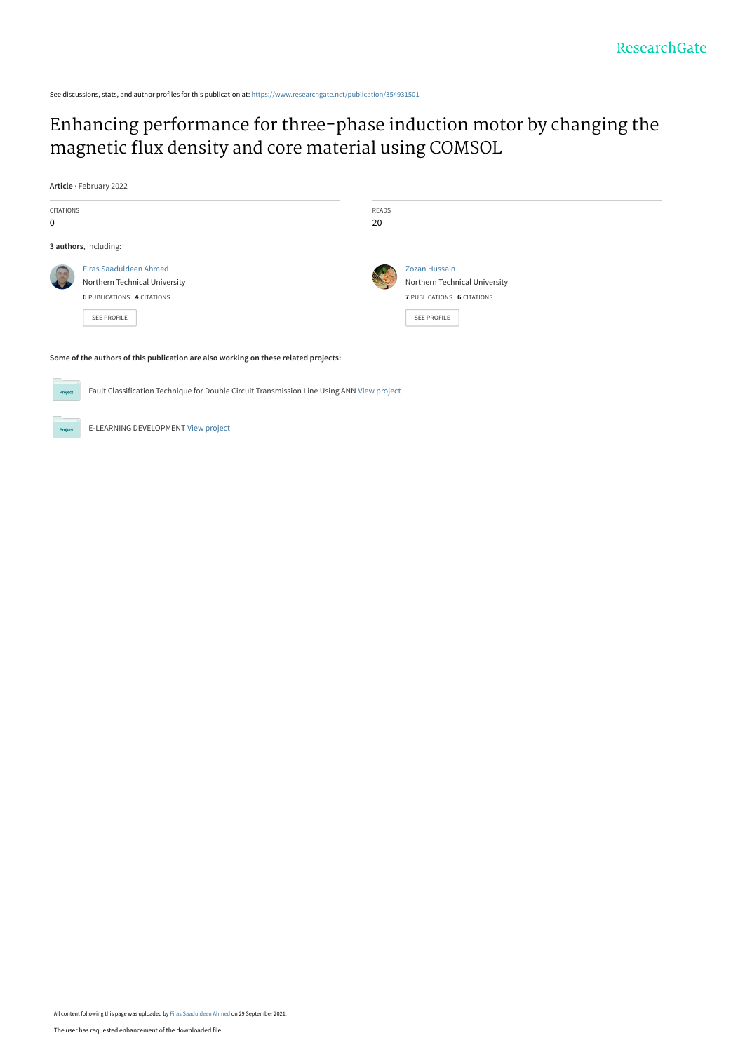See discussions, stats, and author profiles for this publication at: https://www.researchgate.net/publication/354931501

# Enhancing performance for three-phase induction motor by changing the magnetic flux density and core material using COMSOL

**Article** · February 2022

| CITATIONS | READS |
| --- | --- |
| 0 | 20 |

**3 authors**, including:

**Firas Saaduldeen Ahmed**
Northern Technical University
6 PUBLICATIONS 4 CITATIONS
SEE PROFILE

**Zozan Hussain**
Northern Technical University
7 PUBLICATIONS 6 CITATIONS
SEE PROFILE

**Some of the authors of this publication are also working on these related projects:**

- Fault Classification Technique for Double Circuit Transmission Line Using ANN View project
- E-LEARNING DEVELOPMENT View project

All content following this page was uploaded by Firas Saaduldeen Ahmed on 29 September 2021.

The user has requested enhancement of the downloaded file.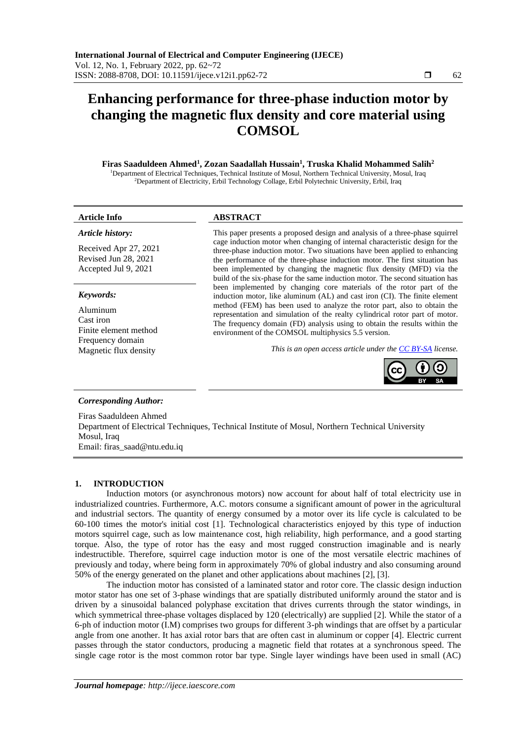# Enhancing performance for three-phase induction motor by changing the magnetic flux density and core material using COMSOL

**Firas Saaduldeen Ahmed[1], Zozan Saadallah Hussain[1], Truska Khalid Mohammed Salih[2]**

[1]Department of Electrical Techniques, Technical Institute of Mosul, Northern Technical University, Mosul, Iraq
[2]Department of Electricity, Erbil Technology Collage, Erbil Polytechnic University, Erbil, Iraq

**Article Info**

*Article history:*

Received Apr 27, 2021
Revised Jun 28, 2021
Accepted Jul 9, 2021

*Keywords:*

Aluminum
Cast iron
Finite element method
Frequency domain
Magnetic flux density

**ABSTRACT**

This paper presents a proposed design and analysis of a three-phase squirrel cage induction motor when changing of internal characteristic design for the three-phase induction motor. Two situations have been applied to enhancing the performance of the three-phase induction motor. The first situation has been implemented by changing the magnetic flux density (MFD) via the build of the six-phase for the same induction motor. The second situation has been implemented by changing core materials of the rotor part of the induction motor, like aluminum (AL) and cast iron (CI). The finite element method (FEM) has been used to analyze the rotor part, also to obtain the representation and simulation of the realty cylindrical rotor part of motor. The frequency domain (FD) analysis using to obtain the results within the environment of the COMSOL multiphysics 5.5 version.

*This is an open access article under the CC BY-SA license.*

***Corresponding Author:***

Firas Saaduldeen Ahmed
Department of Electrical Techniques, Technical Institute of Mosul, Northern Technical University
Mosul, Iraq
Email: firas_saad@ntu.edu.iq

## 1. INTRODUCTION

Induction motors (or asynchronous motors) now account for about half of total electricity use in industrialized countries. Furthermore, A.C. motors consume a significant amount of power in the agricultural and industrial sectors. The quantity of energy consumed by a motor over its life cycle is calculated to be 60-100 times the motor's initial cost [1]. Technological characteristics enjoyed by this type of induction motors squirrel cage, such as low maintenance cost, high reliability, high performance, and a good starting torque. Also, the type of rotor has the easy and most rugged construction imaginable and is nearly indestructible. Therefore, squirrel cage induction motor is one of the most versatile electric machines of previously and today, where being form in approximately 70% of global industry and also consuming around 50% of the energy generated on the planet and other applications about machines [2], [3].

The induction motor has consisted of a laminated stator and rotor core. The classic design induction motor stator has one set of 3-phase windings that are spatially distributed uniformly around the stator and is driven by a sinusoidal balanced polyphase excitation that drives currents through the stator windings, in which symmetrical three-phase voltages displaced by 120 (electrically) are supplied [2]. While the stator of a 6-ph of induction motor (I.M) comprises two groups for different 3-ph windings that are offset by a particular angle from one another. It has axial rotor bars that are often cast in aluminum or copper [4]. Electric current passes through the stator conductors, producing a magnetic field that rotates at a synchronous speed. The single cage rotor is the most common rotor bar type. Single layer windings have been used in small (AC)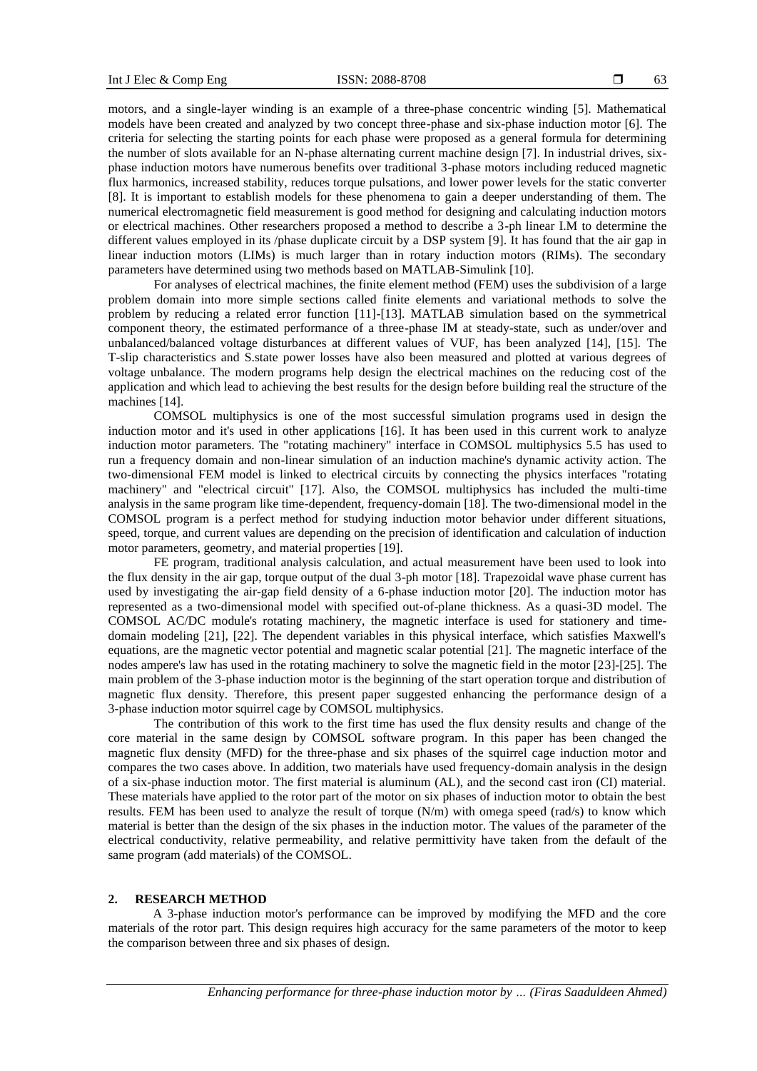motors, and a single-layer winding is an example of a three-phase concentric winding [5]. Mathematical models have been created and analyzed by two concept three-phase and six-phase induction motor [6]. The criteria for selecting the starting points for each phase were proposed as a general formula for determining the number of slots available for an N-phase alternating current machine design [7]. In industrial drives, six-phase induction motors have numerous benefits over traditional 3-phase motors including reduced magnetic flux harmonics, increased stability, reduces torque pulsations, and lower power levels for the static converter [8]. It is important to establish models for these phenomena to gain a deeper understanding of them. The numerical electromagnetic field measurement is good method for designing and calculating induction motors or electrical machines. Other researchers proposed a method to describe a 3-ph linear I.M to determine the different values employed in its /phase duplicate circuit by a DSP system [9]. It has found that the air gap in linear induction motors (LIMs) is much larger than in rotary induction motors (RIMs). The secondary parameters have determined using two methods based on MATLAB-Simulink [10].

For analyses of electrical machines, the finite element method (FEM) uses the subdivision of a large problem domain into more simple sections called finite elements and variational methods to solve the problem by reducing a related error function [11]-[13]. MATLAB simulation based on the symmetrical component theory, the estimated performance of a three-phase IM at steady-state, such as under/over and unbalanced/balanced voltage disturbances at different values of VUF, has been analyzed [14], [15]. The T-slip characteristics and S.state power losses have also been measured and plotted at various degrees of voltage unbalance. The modern programs help design the electrical machines on the reducing cost of the application and which lead to achieving the best results for the design before building real the structure of the machines [14].

COMSOL multiphysics is one of the most successful simulation programs used in design the induction motor and it's used in other applications [16]. It has been used in this current work to analyze induction motor parameters. The "rotating machinery" interface in COMSOL multiphysics 5.5 has used to run a frequency domain and non-linear simulation of an induction machine's dynamic activity action. The two-dimensional FEM model is linked to electrical circuits by connecting the physics interfaces "rotating machinery" and "electrical circuit" [17]. Also, the COMSOL multiphysics has included the multi-time analysis in the same program like time-dependent, frequency-domain [18]. The two-dimensional model in the COMSOL program is a perfect method for studying induction motor behavior under different situations, speed, torque, and current values are depending on the precision of identification and calculation of induction motor parameters, geometry, and material properties [19].

FE program, traditional analysis calculation, and actual measurement have been used to look into the flux density in the air gap, torque output of the dual 3-ph motor [18]. Trapezoidal wave phase current has used by investigating the air-gap field density of a 6-phase induction motor [20]. The induction motor has represented as a two-dimensional model with specified out-of-plane thickness. As a quasi-3D model. The COMSOL AC/DC module's rotating machinery, the magnetic interface is used for stationery and time-domain modeling [21], [22]. The dependent variables in this physical interface, which satisfies Maxwell's equations, are the magnetic vector potential and magnetic scalar potential [21]. The magnetic interface of the nodes ampere's law has used in the rotating machinery to solve the magnetic field in the motor [23]-[25]. The main problem of the 3-phase induction motor is the beginning of the start operation torque and distribution of magnetic flux density. Therefore, this present paper suggested enhancing the performance design of a 3-phase induction motor squirrel cage by COMSOL multiphysics.

The contribution of this work to the first time has used the flux density results and change of the core material in the same design by COMSOL software program. In this paper has been changed the magnetic flux density (MFD) for the three-phase and six phases of the squirrel cage induction motor and compares the two cases above. In addition, two materials have used frequency-domain analysis in the design of a six-phase induction motor. The first material is aluminum (AL), and the second cast iron (CI) material. These materials have applied to the rotor part of the motor on six phases of induction motor to obtain the best results. FEM has been used to analyze the result of torque (N/m) with omega speed (rad/s) to know which material is better than the design of the six phases in the induction motor. The values of the parameter of the electrical conductivity, relative permeability, and relative permittivity have taken from the default of the same program (add materials) of the COMSOL.

## 2. RESEARCH METHOD

A 3-phase induction motor's performance can be improved by modifying the MFD and the core materials of the rotor part. This design requires high accuracy for the same parameters of the motor to keep the comparison between three and six phases of design.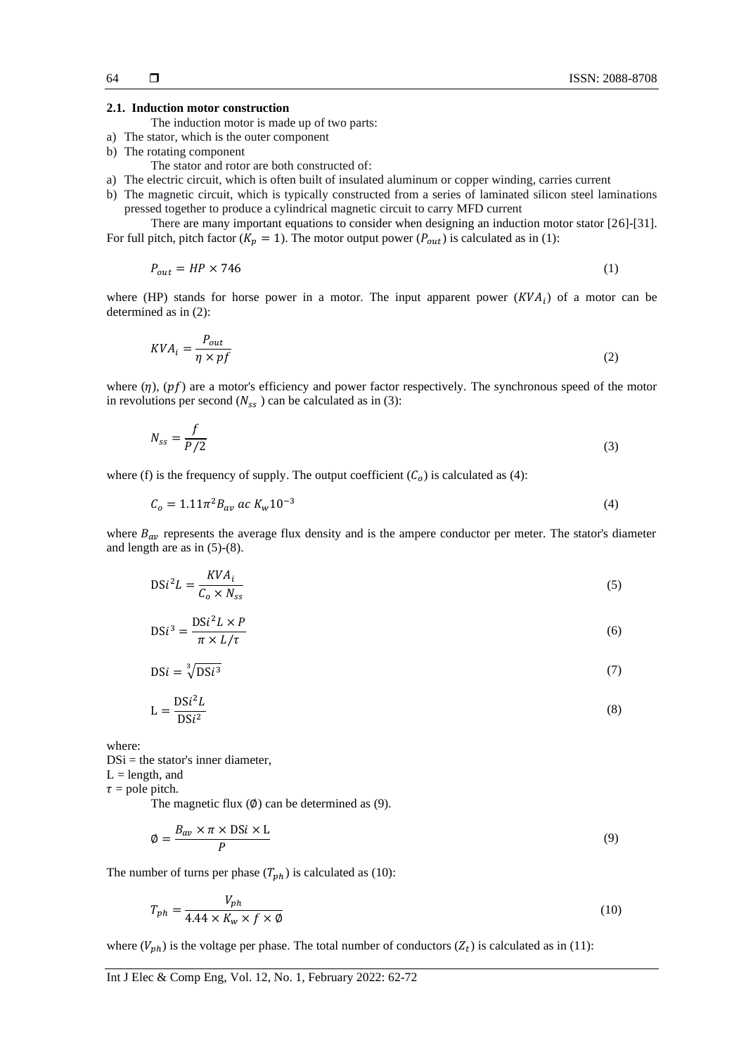### 2.1. Induction motor construction

The induction motor is made up of two parts:

a) The stator, which is the outer component
b) The rotating component

The stator and rotor are both constructed of:

a) The electric circuit, which is often built of insulated aluminum or copper winding, carries current
b) The magnetic circuit, which is typically constructed from a series of laminated silicon steel laminations pressed together to produce a cylindrical magnetic circuit to carry MFD current

There are many important equations to consider when designing an induction motor stator [26]-[31]. For full pitch, pitch factor ($K_p = 1$). The motor output power ($P_{out}$) is calculated as in (1):

$$P_{out} = HP \times 746 \tag{1}$$

where (HP) stands for horse power in a motor. The input apparent power ($KVA_i$) of a motor can be determined as in (2):

$$KVA_i = \frac{P_{out}}{\eta \times pf} \tag{2}$$

where ($\eta$), ($pf$) are a motor's efficiency and power factor respectively. The synchronous speed of the motor in revolutions per second ($N_{ss}$ ) can be calculated as in (3):

$$N_{ss} = \frac{f}{P/2} \tag{3}$$

where (f) is the frequency of supply. The output coefficient ($C_o$) is calculated as (4):

$$C_o = 1.11\pi^2 B_{av}\ ac\ K_w 10^{-3} \tag{4}$$

where $B_{av}$ represents the average flux density and is the ampere conductor per meter. The stator's diameter and length are as in (5)-(8).

$$\mathrm{DS}i^2 L = \frac{KVA_i}{C_o \times N_{ss}} \tag{5}$$

$$\mathrm{DS}i^3 = \frac{\mathrm{DS}i^2 L \times P}{\pi \times L/\tau} \tag{6}$$

$$\mathrm{DS}i = \sqrt[3]{\mathrm{DS}i^3} \tag{7}$$

$$\mathrm{L} = \frac{\mathrm{DS}i^2 L}{\mathrm{DS}i^2} \tag{8}$$

where:
DSi = the stator's inner diameter,
L = length, and
$\tau$ = pole pitch.

The magnetic flux ($\emptyset$) can be determined as (9).

$$\emptyset = \frac{B_{av} \times \pi \times \mathrm{DS}i \times \mathrm{L}}{P} \tag{9}$$

The number of turns per phase ($T_{ph}$) is calculated as (10):

$$T_{ph} = \frac{V_{ph}}{4.44 \times K_w \times f \times \emptyset} \tag{10}$$

where ($V_{ph}$) is the voltage per phase. The total number of conductors ($Z_t$) is calculated as in (11):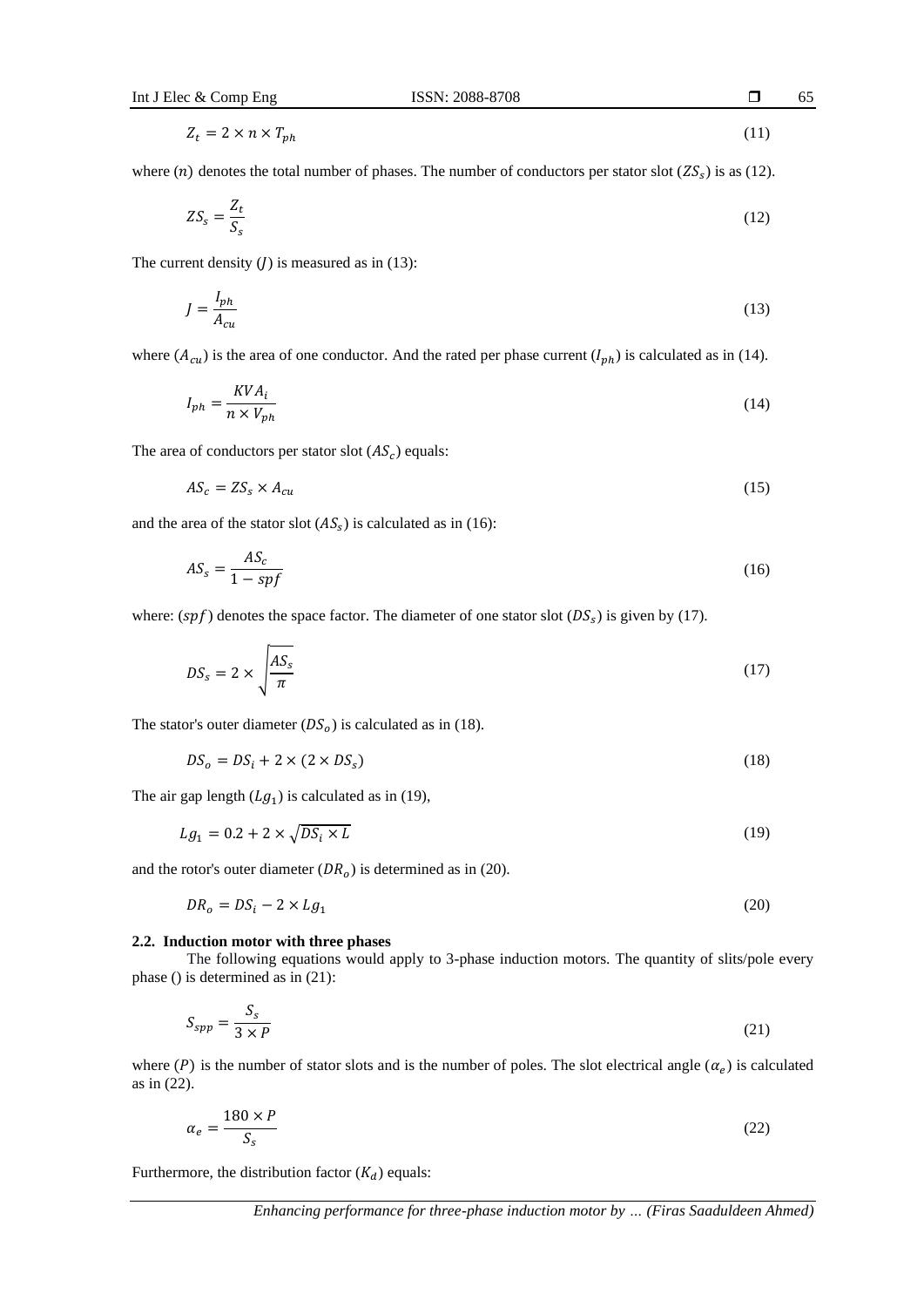$$Z_t = 2 \times n \times T_{ph} \tag{11}$$

where ($n$) denotes the total number of phases. The number of conductors per stator slot ($ZS_s$) is as (12).

$$ZS_s = \frac{Z_t}{S_s} \tag{12}$$

The current density ($J$) is measured as in (13):

$$J = \frac{I_{ph}}{A_{cu}} \tag{13}$$

where ($A_{cu}$) is the area of one conductor. And the rated per phase current ($I_{ph}$) is calculated as in (14).

$$I_{ph} = \frac{KVA_i}{n \times V_{ph}} \tag{14}$$

The area of conductors per stator slot ($AS_c$) equals:

$$AS_c = ZS_s \times A_{cu} \tag{15}$$

and the area of the stator slot ($AS_s$) is calculated as in (16):

$$AS_s = \frac{AS_c}{1 - spf} \tag{16}$$

where: ($spf$) denotes the space factor. The diameter of one stator slot ($DS_s$) is given by (17).

$$DS_s = 2 \times \sqrt{\frac{AS_s}{\pi}} \tag{17}$$

The stator's outer diameter ($DS_o$) is calculated as in (18).

$$DS_o = DS_i + 2 \times (2 \times DS_s) \tag{18}$$

The air gap length ($Lg_1$) is calculated as in (19),

$$Lg_1 = 0.2 + 2 \times \sqrt{DS_i \times L} \tag{19}$$

and the rotor's outer diameter ($DR_o$) is determined as in (20).

$$DR_o = DS_i - 2 \times Lg_1 \tag{20}$$

### 2.2. Induction motor with three phases

The following equations would apply to 3-phase induction motors. The quantity of slits/pole every phase () is determined as in (21):

$$S_{spp} = \frac{S_s}{3 \times P} \tag{21}$$

where ($P$) is the number of stator slots and is the number of poles. The slot electrical angle ($\alpha_e$) is calculated as in (22).

$$\alpha_e = \frac{180 \times P}{S_s} \tag{22}$$

Furthermore, the distribution factor ($K_d$) equals: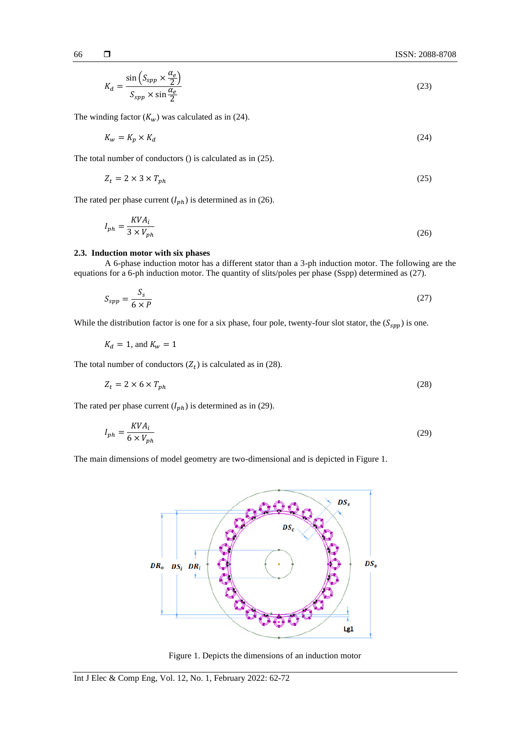$$K_d = \frac{\sin\left(S_{spp} \times \frac{\alpha_e}{2}\right)}{S_{spp} \times \sin\frac{\alpha_e}{2}} \tag{23}$$

The winding factor ($K_w$) was calculated as in (24).

$$K_w = K_p \times K_d \tag{24}$$

The total number of conductors () is calculated as in (25).

$$Z_t = 2 \times 3 \times T_{ph} \tag{25}$$

The rated per phase current ($I_{ph}$) is determined as in (26).

$$I_{ph} = \frac{KVA_i}{3 \times V_{ph}} \tag{26}$$

### 2.3. Induction motor with six phases

A 6-phase induction motor has a different stator than a 3-ph induction motor. The following are the equations for a 6-ph induction motor. The quantity of slits/poles per phase (Sspp) determined as (27).

$$S_{spp} = \frac{S_s}{6 \times P} \tag{27}$$

While the distribution factor is one for a six phase, four pole, twenty-four slot stator, the ($S_{spp}$) is one.

$$K_d = 1, \text{ and } K_w = 1$$

The total number of conductors ($Z_t$) is calculated as in (28).

$$Z_t = 2 \times 6 \times T_{ph} \tag{28}$$

The rated per phase current ($I_{ph}$) is determined as in (29).

$$I_{ph} = \frac{KVA_i}{6 \times V_{ph}} \tag{29}$$

The main dimensions of model geometry are two-dimensional and is depicted in Figure 1.

Figure 1. Depicts the dimensions of an induction motor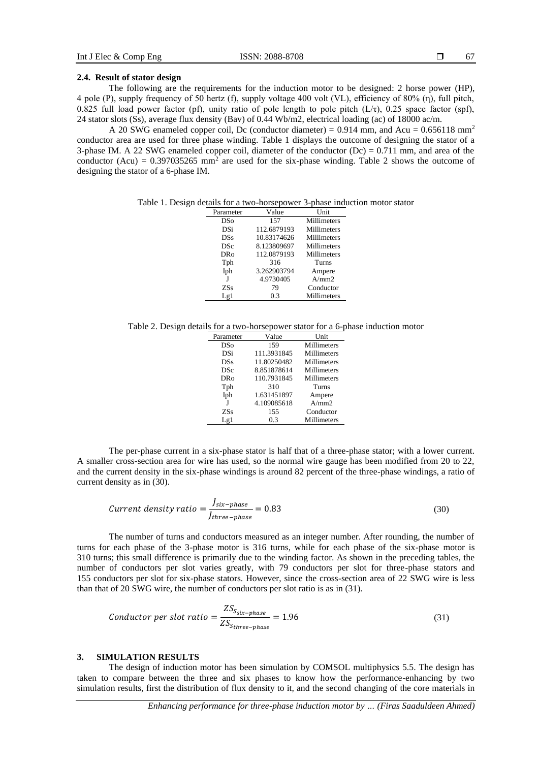### 2.4. Result of stator design

The following are the requirements for the induction motor to be designed: 2 horse power (HP), 4 pole (P), supply frequency of 50 hertz (f), supply voltage 400 volt (VL), efficiency of 80% (η), full pitch, 0.825 full load power factor (pf), unity ratio of pole length to pole pitch (L/τ), 0.25 space factor (spf), 24 stator slots (Ss), average flux density (Bav) of 0.44 Wb/m2, electrical loading (ac) of 18000 ac/m.

A 20 SWG enameled copper coil, Dc (conductor diameter) = 0.914 mm, and Acu = 0.656118 mm$^2$ conductor area are used for three phase winding. Table 1 displays the outcome of designing the stator of a 3-phase IM. A 22 SWG enameled copper coil, diameter of the conductor (Dc) = 0.711 mm, and area of the conductor (Acu) = 0.397035265 mm$^2$ are used for the six-phase winding. Table 2 shows the outcome of designing the stator of a 6-phase IM.

Table 1. Design details for a two-horsepower 3-phase induction motor stator

| Parameter | Value | Unit |
|---|---|---|
| DSo | 157 | Millimeters |
| DSi | 112.6879193 | Millimeters |
| DSs | 10.83174626 | Millimeters |
| DSc | 8.123809697 | Millimeters |
| DRo | 112.0879193 | Millimeters |
| Tph | 316 | Turns |
| Iph | 3.262903794 | Ampere |
| J | 4.9730405 | A/mm2 |
| ZSs | 79 | Conductor |
| Lg1 | 0.3 | Millimeters |

Table 2. Design details for a two-horsepower stator for a 6-phase induction motor

| Parameter | Value | Unit |
|---|---|---|
| DSo | 159 | Millimeters |
| DSi | 111.3931845 | Millimeters |
| DSs | 11.80250482 | Millimeters |
| DSc | 8.851878614 | Millimeters |
| DRo | 110.7931845 | Millimeters |
| Tph | 310 | Turns |
| Iph | 1.631451897 | Ampere |
| J | 4.109085618 | A/mm2 |
| ZSs | 155 | Conductor |
| Lg1 | 0.3 | Millimeters |

The per-phase current in a six-phase stator is half that of a three-phase stator; with a lower current. A smaller cross-section area for wire has used, so the normal wire gauge has been modified from 20 to 22, and the current density in the six-phase windings is around 82 percent of the three-phase windings, a ratio of current density as in (30).

$$Current\ density\ ratio = \frac{J_{six-phase}}{J_{three-phase}} = 0.83 \tag{30}$$

The number of turns and conductors measured as an integer number. After rounding, the number of turns for each phase of the 3-phase motor is 316 turns, while for each phase of the six-phase motor is 310 turns; this small difference is primarily due to the winding factor. As shown in the preceding tables, the number of conductors per slot varies greatly, with 79 conductors per slot for three-phase stators and 155 conductors per slot for six-phase stators. However, since the cross-section area of 22 SWG wire is less than that of 20 SWG wire, the number of conductors per slot ratio is as in (31).

$$Conductor\ per\ slot\ ratio = \frac{ZS_{S_{six-phase}}}{ZS_{S_{three-phase}}} = 1.96 \tag{31}$$

## 3. SIMULATION RESULTS

The design of induction motor has been simulation by COMSOL multiphysics 5.5. The design has taken to compare between the three and six phases to know how the performance-enhancing by two simulation results, first the distribution of flux density to it, and the second changing of the core materials in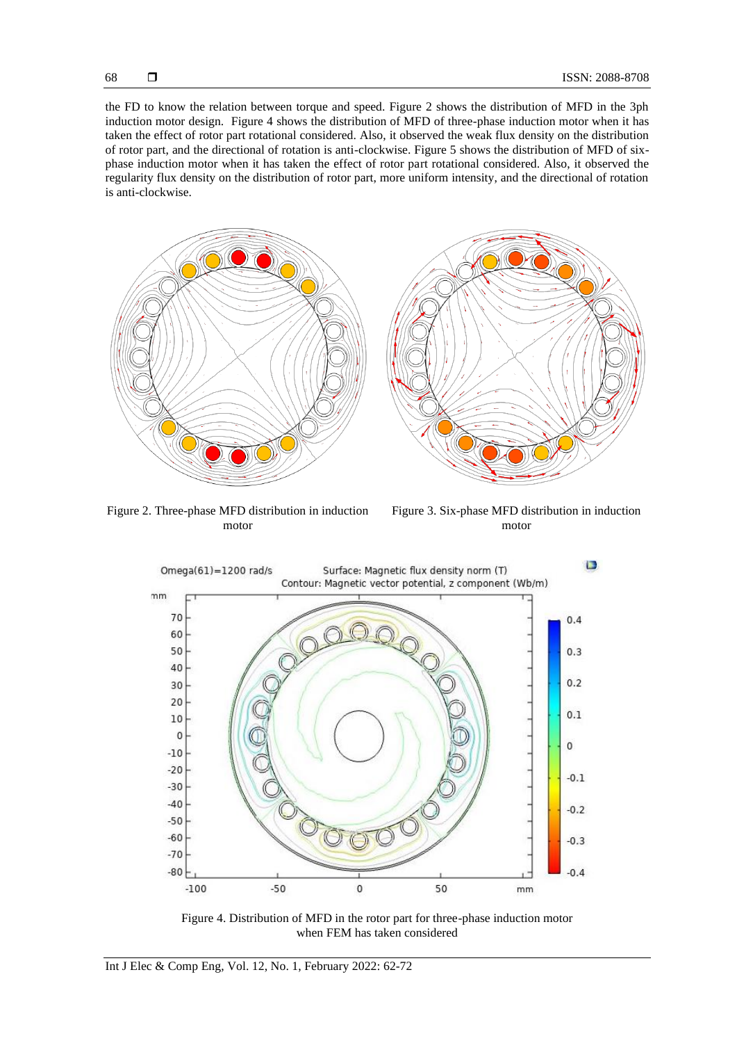the FD to know the relation between torque and speed. Figure 2 shows the distribution of MFD in the 3ph induction motor design. Figure 4 shows the distribution of MFD of three-phase induction motor when it has taken the effect of rotor part rotational considered. Also, it observed the weak flux density on the distribution of rotor part, and the directional of rotation is anti-clockwise. Figure 5 shows the distribution of MFD of six-phase induction motor when it has taken the effect of rotor part rotational considered. Also, it observed the regularity flux density on the distribution of rotor part, more uniform intensity, and the directional of rotation is anti-clockwise.

Figure 2. Three-phase MFD distribution in induction motor

Figure 3. Six-phase MFD distribution in induction motor

Figure 4. Distribution of MFD in the rotor part for three-phase induction motor when FEM has taken considered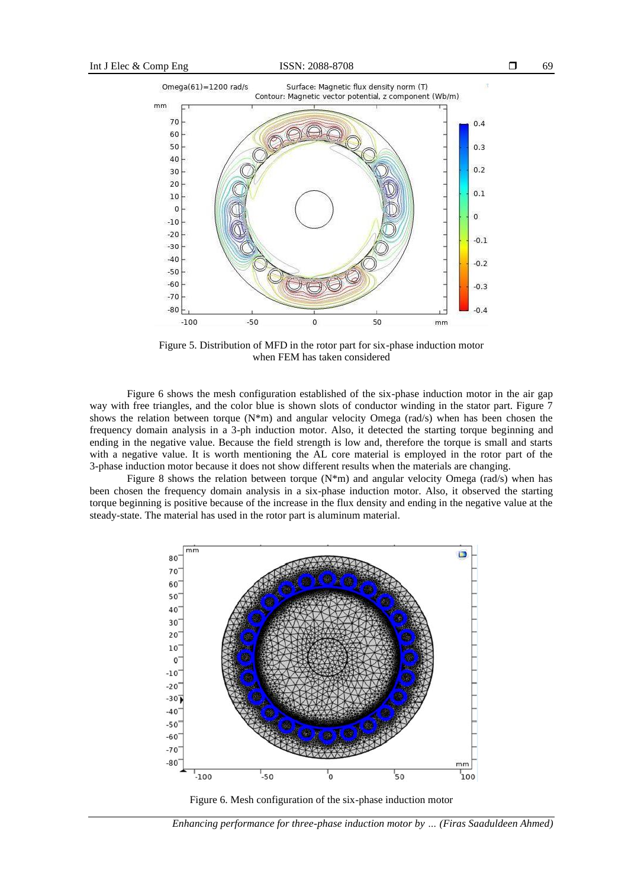Figure 5. Distribution of MFD in the rotor part for six-phase induction motor when FEM has taken considered

Figure 6 shows the mesh configuration established of the six-phase induction motor in the air gap way with free triangles, and the color blue is shown slots of conductor winding in the stator part. Figure 7 shows the relation between torque (N*m) and angular velocity Omega (rad/s) when has been chosen the frequency domain analysis in a 3-ph induction motor. Also, it detected the starting torque beginning and ending in the negative value. Because the field strength is low and, therefore the torque is small and starts with a negative value. It is worth mentioning the AL core material is employed in the rotor part of the 3-phase induction motor because it does not show different results when the materials are changing.

Figure 8 shows the relation between torque (N*m) and angular velocity Omega (rad/s) when has been chosen the frequency domain analysis in a six-phase induction motor. Also, it observed the starting torque beginning is positive because of the increase in the flux density and ending in the negative value at the steady-state. The material has used in the rotor part is aluminum material.

Figure 6. Mesh configuration of the six-phase induction motor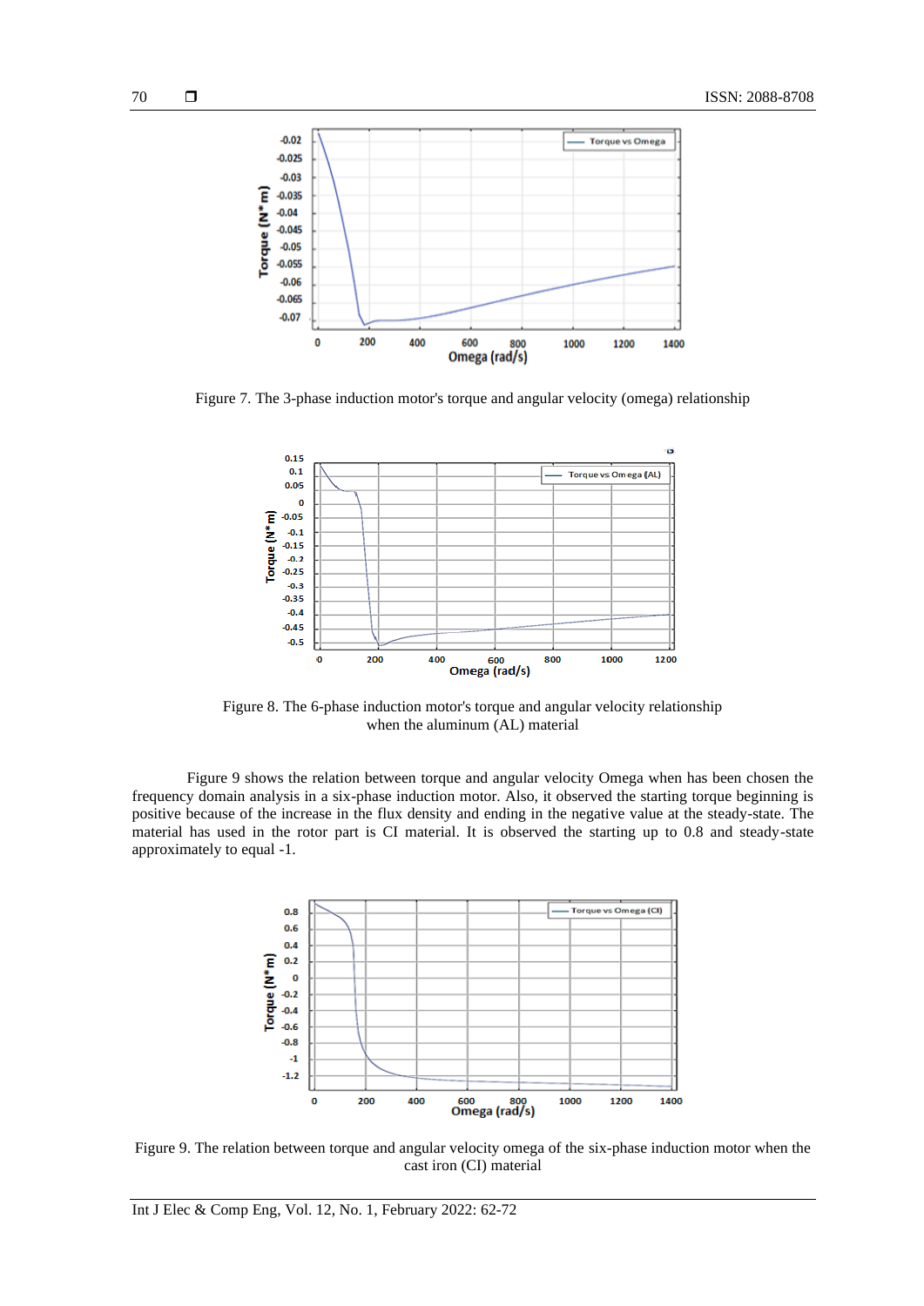Figure 7. The 3-phase induction motor's torque and angular velocity (omega) relationship

Figure 8. The 6-phase induction motor's torque and angular velocity relationship when the aluminum (AL) material

Figure 9 shows the relation between torque and angular velocity Omega when has been chosen the frequency domain analysis in a six-phase induction motor. Also, it observed the starting torque beginning is positive because of the increase in the flux density and ending in the negative value at the steady-state. The material has used in the rotor part is CI material. It is observed the starting up to 0.8 and steady-state approximately to equal -1.

Figure 9. The relation between torque and angular velocity omega of the six-phase induction motor when the cast iron (CI) material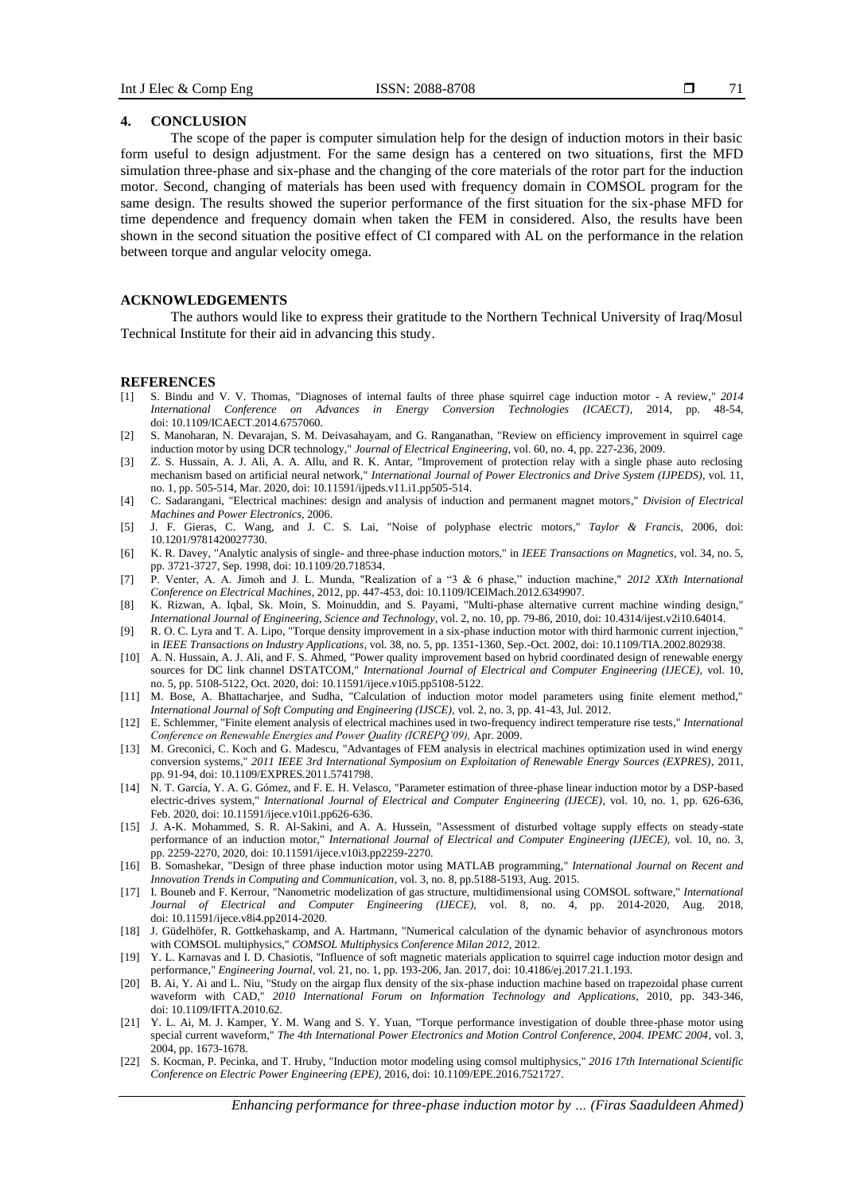## 4. CONCLUSION

The scope of the paper is computer simulation help for the design of induction motors in their basic form useful to design adjustment. For the same design has a centered on two situations, first the MFD simulation three-phase and six-phase and the changing of the core materials of the rotor part for the induction motor. Second, changing of materials has been used with frequency domain in COMSOL program for the same design. The results showed the superior performance of the first situation for the six-phase MFD for time dependence and frequency domain when taken the FEM in considered. Also, the results have been shown in the second situation the positive effect of CI compared with AL on the performance in the relation between torque and angular velocity omega.

## ACKNOWLEDGEMENTS

The authors would like to express their gratitude to the Northern Technical University of Iraq/Mosul Technical Institute for their aid in advancing this study.

## REFERENCES

[1] S. Bindu and V. V. Thomas, "Diagnoses of internal faults of three phase squirrel cage induction motor - A review," *2014 International Conference on Advances in Energy Conversion Technologies (ICAECT)*, 2014, pp. 48-54, doi: 10.1109/ICAECT.2014.6757060.

[2] S. Manoharan, N. Devarajan, S. M. Deivasahayam, and G. Ranganathan, "Review on efficiency improvement in squirrel cage induction motor by using DCR technology," *Journal of Electrical Engineering*, vol. 60, no. 4, pp. 227-236, 2009.

[3] Z. S. Hussain, A. J. Ali, A. A. Allu, and R. K. Antar, "Improvement of protection relay with a single phase auto reclosing mechanism based on artificial neural network," *International Journal of Power Electronics and Drive System (IJPEDS)*, vol. 11, no. 1, pp. 505-514, Mar. 2020, doi: 10.11591/ijpeds.v11.i1.pp505-514.

[4] C. Sadarangani, "Electrical machines: design and analysis of induction and permanent magnet motors," *Division of Electrical Machines and Power Electronics*, 2006.

[5] J. F. Gieras, C. Wang, and J. C. S. Lai, "Noise of polyphase electric motors," *Taylor & Francis*, 2006, doi: 10.1201/9781420027730.

[6] K. R. Davey, "Analytic analysis of single- and three-phase induction motors," in *IEEE Transactions on Magnetics*, vol. 34, no. 5, pp. 3721-3727, Sep. 1998, doi: 10.1109/20.718534.

[7] P. Venter, A. A. Jimoh and J. L. Munda, "Realization of a "3 & 6 phase," induction machine," *2012 XXth International Conference on Electrical Machines*, 2012, pp. 447-453, doi: 10.1109/ICElMach.2012.6349907.

[8] K. Rizwan, A. Iqbal, Sk. Moin, S. Moinuddin, and S. Payami, "Multi-phase alternative current machine winding design," *International Journal of Engineering, Science and Technology*, vol. 2, no. 10, pp. 79-86, 2010, doi: 10.4314/ijest.v2i10.64014.

[9] R. O. C. Lyra and T. A. Lipo, "Torque density improvement in a six-phase induction motor with third harmonic current injection," in *IEEE Transactions on Industry Applications*, vol. 38, no. 5, pp. 1351-1360, Sep.-Oct. 2002, doi: 10.1109/TIA.2002.802938.

[10] A. N. Hussain, A. J. Ali, and F. S. Ahmed, "Power quality improvement based on hybrid coordinated design of renewable energy sources for DC link channel DSTATCOM," *International Journal of Electrical and Computer Engineering (IJECE)*, vol. 10, no. 5, pp. 5108-5122, Oct. 2020, doi: 10.11591/ijece.v10i5.pp5108-5122.

[11] M. Bose, A. Bhattacharjee, and Sudha, "Calculation of induction motor model parameters using finite element method," *International Journal of Soft Computing and Engineering (IJSCE)*, vol. 2, no. 3, pp. 41-43, Jul. 2012.

[12] E. Schlemmer, "Finite element analysis of electrical machines used in two-frequency indirect temperature rise tests," *International Conference on Renewable Energies and Power Quality (ICREPQ'09)*, Apr. 2009.

[13] M. Greconici, C. Koch and G. Madescu, "Advantages of FEM analysis in electrical machines optimization used in wind energy conversion systems," *2011 IEEE 3rd International Symposium on Exploitation of Renewable Energy Sources (EXPRES)*, 2011, pp. 91-94, doi: 10.1109/EXPRES.2011.5741798.

[14] N. T. García, Y. A. G. Gómez, and F. E. H. Velasco, "Parameter estimation of three-phase linear induction motor by a DSP-based electric-drives system," *International Journal of Electrical and Computer Engineering (IJECE)*, vol. 10, no. 1, pp. 626-636, Feb. 2020, doi: 10.11591/ijece.v10i1.pp626-636.

[15] J. A-K. Mohammed, S. R. Al-Sakini, and A. A. Hussein, "Assessment of disturbed voltage supply effects on steady-state performance of an induction motor," *International Journal of Electrical and Computer Engineering (IJECE)*, vol. 10, no. 3, pp. 2259-2270, 2020, doi: 10.11591/ijece.v10i3.pp2259-2270.

[16] B. Somashekar, "Design of three phase induction motor using MATLAB programming," *International Journal on Recent and Innovation Trends in Computing and Communication*, vol. 3, no. 8, pp.5188-5193, Aug. 2015.

[17] I. Bouneb and F. Kerrour, "Nanometric modelization of gas structure, multidimensional using COMSOL software," *International Journal of Electrical and Computer Engineering (IJECE)*, vol. 8, no. 4, pp. 2014-2020, Aug. 2018, doi: 10.11591/ijece.v8i4.pp2014-2020.

[18] J. Güdelhöfer, R. Gottkehaskamp, and A. Hartmann, "Numerical calculation of the dynamic behavior of asynchronous motors with COMSOL multiphysics," *COMSOL Multiphysics Conference Milan 2012*, 2012.

[19] Y. L. Karnavas and I. D. Chasiotis, "Influence of soft magnetic materials application to squirrel cage induction motor design and performance," *Engineering Journal*, vol. 21, no. 1, pp. 193-206, Jan. 2017, doi: 10.4186/ej.2017.21.1.193.

[20] B. Ai, Y. Ai and L. Niu, "Study on the airgap flux density of the six-phase induction machine based on trapezoidal phase current waveform with CAD," *2010 International Forum on Information Technology and Applications*, 2010, pp. 343-346, doi: 10.1109/IFITA.2010.62.

[21] Y. L. Ai, M. J. Kamper, Y. M. Wang and S. Y. Yuan, "Torque performance investigation of double three-phase motor using special current waveform," *The 4th International Power Electronics and Motion Control Conference, 2004. IPEMC 2004*, vol. 3, 2004, pp. 1673-1678.

[22] S. Kocman, P. Pecinka, and T. Hruby, "Induction motor modeling using comsol multiphysics," *2016 17th International Scientific Conference on Electric Power Engineering (EPE)*, 2016, doi: 10.1109/EPE.2016.7521727.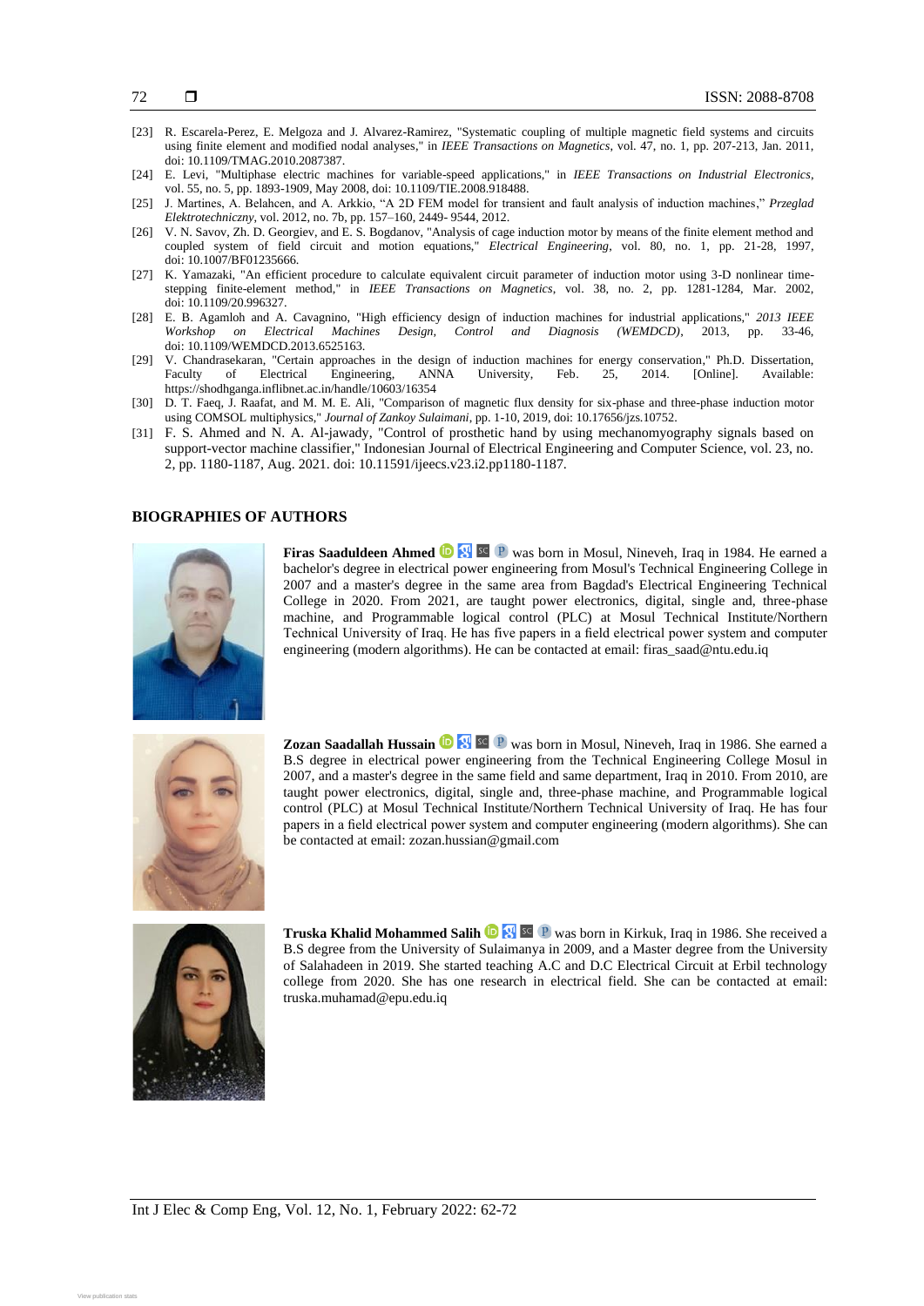[23] R. Escarela-Perez, E. Melgoza and J. Alvarez-Ramirez, "Systematic coupling of multiple magnetic field systems and circuits using finite element and modified nodal analyses," in *IEEE Transactions on Magnetics*, vol. 47, no. 1, pp. 207-213, Jan. 2011, doi: 10.1109/TMAG.2010.2087387.

[24] E. Levi, "Multiphase electric machines for variable-speed applications," in *IEEE Transactions on Industrial Electronics*, vol. 55, no. 5, pp. 1893-1909, May 2008, doi: 10.1109/TIE.2008.918488.

[25] J. Martines, A. Belahcen, and A. Arkkio, "A 2D FEM model for transient and fault analysis of induction machines," *Przeglad Elektrotechniczny*, vol. 2012, no. 7b, pp. 157–160, 2449- 9544, 2012.

[26] V. N. Savov, Zh. D. Georgiev, and E. S. Bogdanov, "Analysis of cage induction motor by means of the finite element method and coupled system of field circuit and motion equations," *Electrical Engineering*, vol. 80, no. 1, pp. 21-28, 1997, doi: 10.1007/BF01235666.

[27] K. Yamazaki, "An efficient procedure to calculate equivalent circuit parameter of induction motor using 3-D nonlinear time-stepping finite-element method," in *IEEE Transactions on Magnetics*, vol. 38, no. 2, pp. 1281-1284, Mar. 2002, doi: 10.1109/20.996327.

[28] E. B. Agamloh and A. Cavagnino, "High efficiency design of induction machines for industrial applications," *2013 IEEE Workshop on Electrical Machines Design, Control and Diagnosis (WEMDCD)*, 2013, pp. 33-46, doi: 10.1109/WEMDCD.2013.6525163.

[29] V. Chandrasekaran, "Certain approaches in the design of induction machines for energy conservation," Ph.D. Dissertation, Faculty of Electrical Engineering, ANNA University, Feb. 25, 2014. [Online]. Available: https://shodhganga.inflibnet.ac.in/handle/10603/16354

[30] D. T. Faeq, J. Raafat, and M. M. E. Ali, "Comparison of magnetic flux density for six-phase and three-phase induction motor using COMSOL multiphysics," *Journal of Zankoy Sulaimani*, pp. 1-10, 2019, doi: 10.17656/jzs.10752.

[31] F. S. Ahmed and N. A. Al-jawady, "Control of prosthetic hand by using mechanomyography signals based on support-vector machine classifier," Indonesian Journal of Electrical Engineering and Computer Science, vol. 23, no. 2, pp. 1180-1187, Aug. 2021. doi: 10.11591/ijeecs.v23.i2.pp1180-1187.

## BIOGRAPHIES OF AUTHORS

**Firas Saaduldeen Ahmed** was born in Mosul, Nineveh, Iraq in 1984. He earned a bachelor's degree in electrical power engineering from Mosul's Technical Engineering College in 2007 and a master's degree in the same area from Bagdad's Electrical Engineering Technical College in 2020. From 2021, are taught power electronics, digital, single and, three-phase machine, and Programmable logical control (PLC) at Mosul Technical Institute/Northern Technical University of Iraq. He has five papers in a field electrical power system and computer engineering (modern algorithms). He can be contacted at email: firas_saad@ntu.edu.iq

**Zozan Saadallah Hussain** was born in Mosul, Nineveh, Iraq in 1986. She earned a B.S degree in electrical power engineering from the Technical Engineering College Mosul in 2007, and a master's degree in the same field and same department, Iraq in 2010. From 2010, are taught power electronics, digital, single and, three-phase machine, and Programmable logical control (PLC) at Mosul Technical Institute/Northern Technical University of Iraq. He has four papers in a field electrical power system and computer engineering (modern algorithms). She can be contacted at email: zozan.hussian@gmail.com

**Truska Khalid Mohammed Salih** was born in Kirkuk, Iraq in 1986. She received a B.S degree from the University of Sulaimanya in 2009, and a Master degree from the University of Salahadeen in 2019. She started teaching A.C and D.C Electrical Circuit at Erbil technology college from 2020. She has one research in electrical field. She can be contacted at email: truska.muhamad@epu.edu.iq